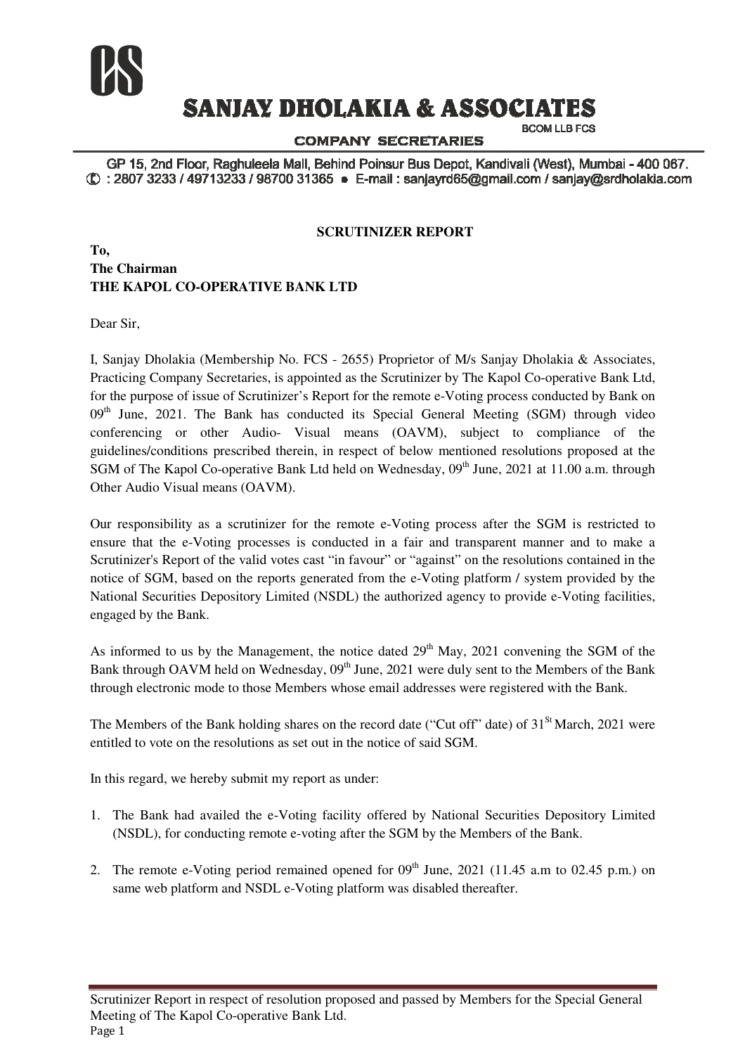# SANJAY DHOLAKIA & ASSOCIATES

BCOM LLB FCS

**COMPANY SECRETARIES**

GP 15, 2nd Floor, Raghuleela Mall, Behind Poinsur Bus Depot, Kandivali (West), Mumbai - 400 067.
✆ : 2807 3233 / 49713233 / 98700 31365 • E-mail : sanjayrd65@gmail.com / sanjay@srdholakia.com

**SCRUTINIZER REPORT**

**To,**
**The Chairman**
**THE KAPOL CO-OPERATIVE BANK LTD**

Dear Sir,

I, Sanjay Dholakia (Membership No. FCS - 2655) Proprietor of M/s Sanjay Dholakia & Associates, Practicing Company Secretaries, is appointed as the Scrutinizer by The Kapol Co-operative Bank Ltd, for the purpose of issue of Scrutinizer's Report for the remote e-Voting process conducted by Bank on 09th June, 2021. The Bank has conducted its Special General Meeting (SGM) through video conferencing or other Audio- Visual means (OAVM), subject to compliance of the guidelines/conditions prescribed therein, in respect of below mentioned resolutions proposed at the SGM of The Kapol Co-operative Bank Ltd held on Wednesday, 09th June, 2021 at 11.00 a.m. through Other Audio Visual means (OAVM).

Our responsibility as a scrutinizer for the remote e-Voting process after the SGM is restricted to ensure that the e-Voting processes is conducted in a fair and transparent manner and to make a Scrutinizer's Report of the valid votes cast "in favour" or "against" on the resolutions contained in the notice of SGM, based on the reports generated from the e-Voting platform / system provided by the National Securities Depository Limited (NSDL) the authorized agency to provide e-Voting facilities, engaged by the Bank.

As informed to us by the Management, the notice dated 29th May, 2021 convening the SGM of the Bank through OAVM held on Wednesday, 09th June, 2021 were duly sent to the Members of the Bank through electronic mode to those Members whose email addresses were registered with the Bank.

The Members of the Bank holding shares on the record date ("Cut off" date) of 31St March, 2021 were entitled to vote on the resolutions as set out in the notice of said SGM.

In this regard, we hereby submit my report as under:

1. The Bank had availed the e-Voting facility offered by National Securities Depository Limited (NSDL), for conducting remote e-voting after the SGM by the Members of the Bank.

2. The remote e-Voting period remained opened for 09th June, 2021 (11.45 a.m to 02.45 p.m.) on same web platform and NSDL e-Voting platform was disabled thereafter.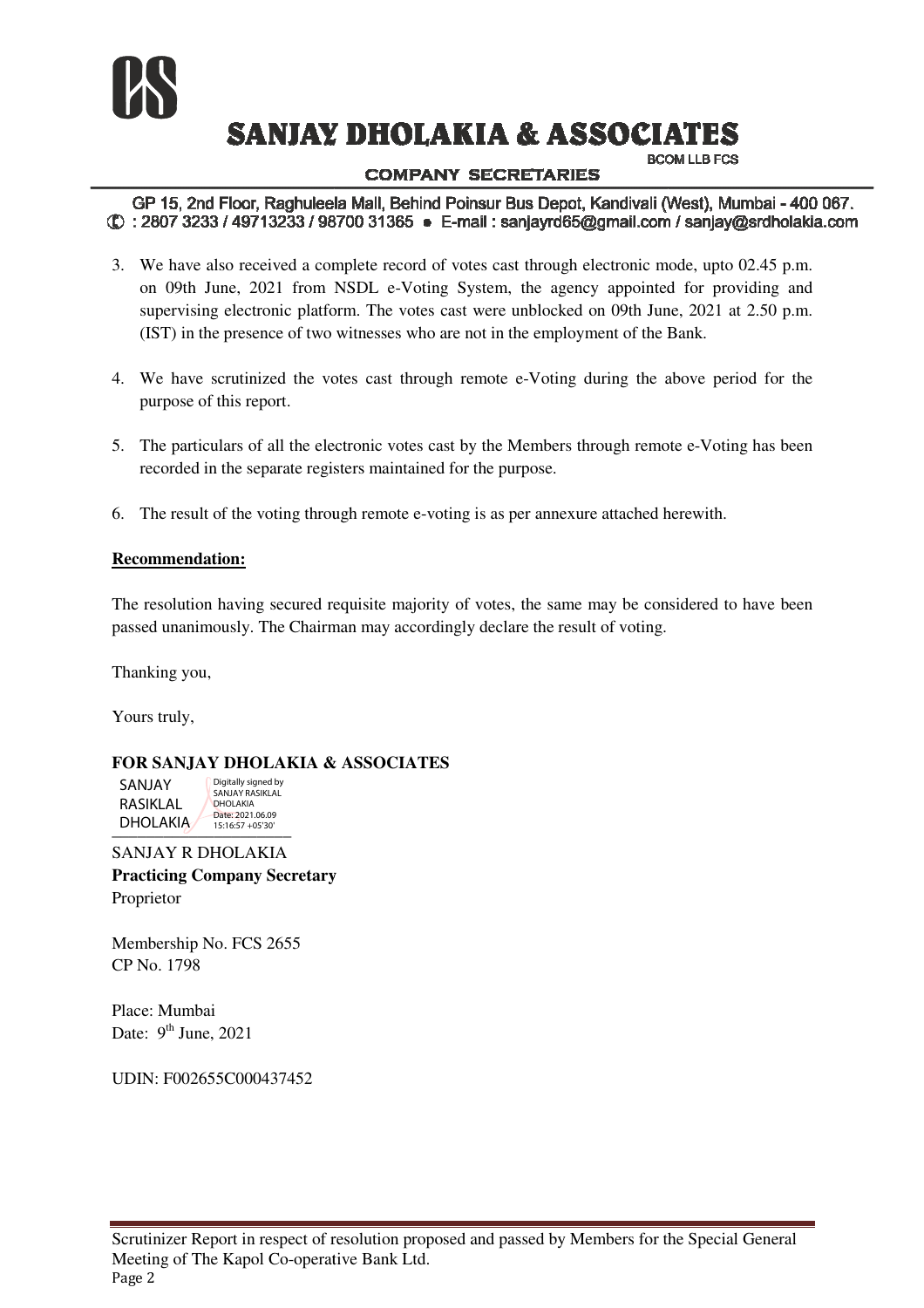3. We have also received a complete record of votes cast through electronic mode, upto 02.45 p.m. on 09th June, 2021 from NSDL e-Voting System, the agency appointed for providing and supervising electronic platform. The votes cast were unblocked on 09th June, 2021 at 2.50 p.m. (IST) in the presence of two witnesses who are not in the employment of the Bank.

4. We have scrutinized the votes cast through remote e-Voting during the above period for the purpose of this report.

5. The particulars of all the electronic votes cast by the Members through remote e-Voting has been recorded in the separate registers maintained for the purpose.

6. The result of the voting through remote e-voting is as per annexure attached herewith.

**Recommendation:**

The resolution having secured requisite majority of votes, the same may be considered to have been passed unanimously. The Chairman may accordingly declare the result of voting.

Thanking you,

Yours truly,

**FOR SANJAY DHOLAKIA & ASSOCIATES**

SANJAY RASIKLAL DHOLAKIA — Digitally signed by SANJAY RASIKLAL DHOLAKIA Date: 2021.06.09 15:16:57 +05'30'

SANJAY R DHOLAKIA
**Practicing Company Secretary**
Proprietor

Membership No. FCS 2655
CP No. 1798

Place: Mumbai
Date: 9th June, 2021

UDIN: F002655C000437452